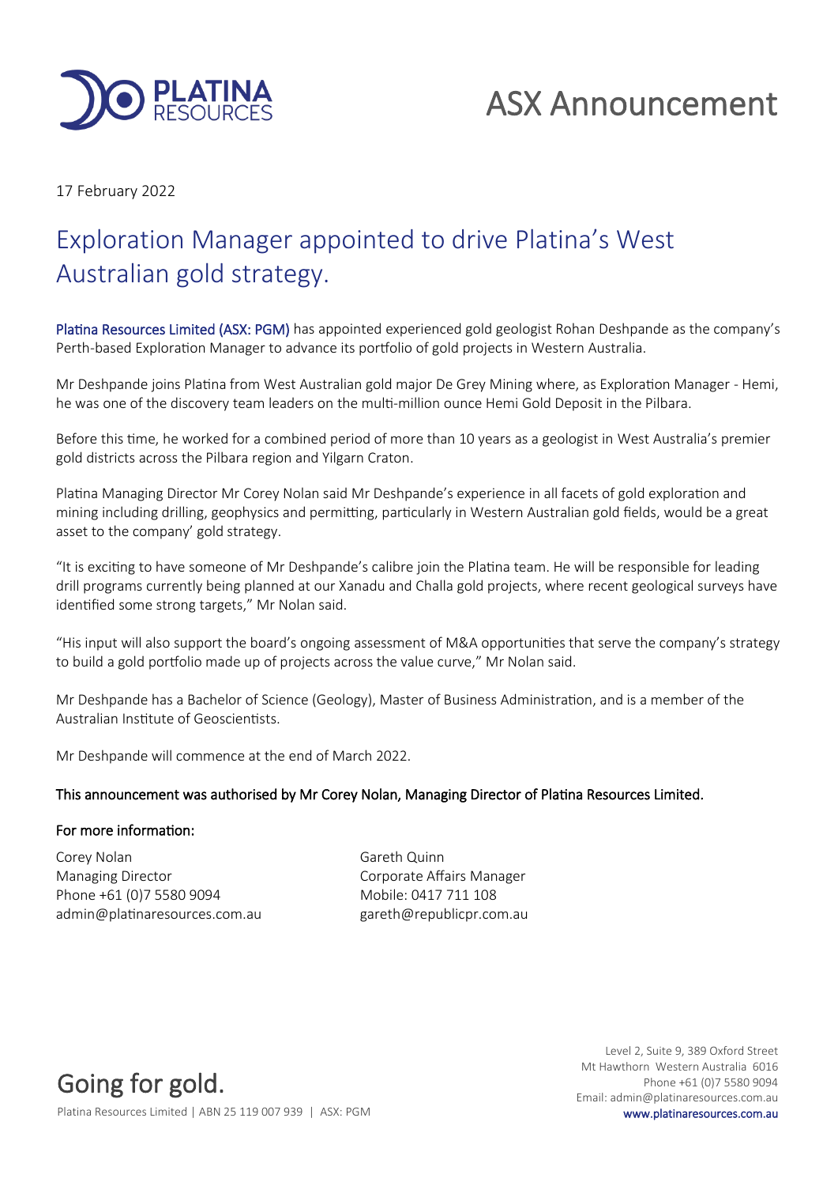# ASX Announcement

17 February 2022

## Exploration Manager appointed to drive Platina's West Australian gold strategy.

Platina Resources Limited (ASX: PGM) has appointed experienced gold geologist Rohan Deshpande as the company's Perth-based Exploration Manager to advance its portfolio of gold projects in Western Australia.

Mr Deshpande joins Platina from West Australian gold major De Grey Mining where, as Exploration Manager - Hemi, he was one of the discovery team leaders on the multi-million ounce Hemi Gold Deposit in the Pilbara.

Before this time, he worked for a combined period of more than 10 years as a geologist in West Australia's premier gold districts across the Pilbara region and Yilgarn Craton.

Platina Managing Director Mr Corey Nolan said Mr Deshpande's experience in all facets of gold exploration and mining including drilling, geophysics and permitting, particularly in Western Australian gold fields, would be a great asset to the company' gold strategy.

"It is exciting to have someone of Mr Deshpande's calibre join the Platina team. He will be responsible for leading drill programs currently being planned at our Xanadu and Challa gold projects, where recent geological surveys have identified some strong targets," Mr Nolan said.

"His input will also support the board's ongoing assessment of M&A opportunities that serve the company's strategy to build a gold portfolio made up of projects across the value curve," Mr Nolan said.

Mr Deshpande has a Bachelor of Science (Geology), Master of Business Administration, and is a member of the Australian Institute of Geoscientists.

Mr Deshpande will commence at the end of March 2022.

**This announcement was authorised by Mr Corey Nolan, Managing Director of Platina Resources Limited.**

**For more information:**

Corey Nolan
Managing Director
Phone +61 (0)7 5580 9094
admin@platinaresources.com.au

Gareth Quinn
Corporate Affairs Manager
Mobile: 0417 711 108
gareth@republicpr.com.au

Going for gold.

Platina Resources Limited | ABN 25 119 007 939 | ASX: PGM

Level 2, Suite 9, 389 Oxford Street
Mt Hawthorn Western Australia 6016
Phone +61 (0)7 5580 9094
Email: admin@platinaresources.com.au
www.platinaresources.com.au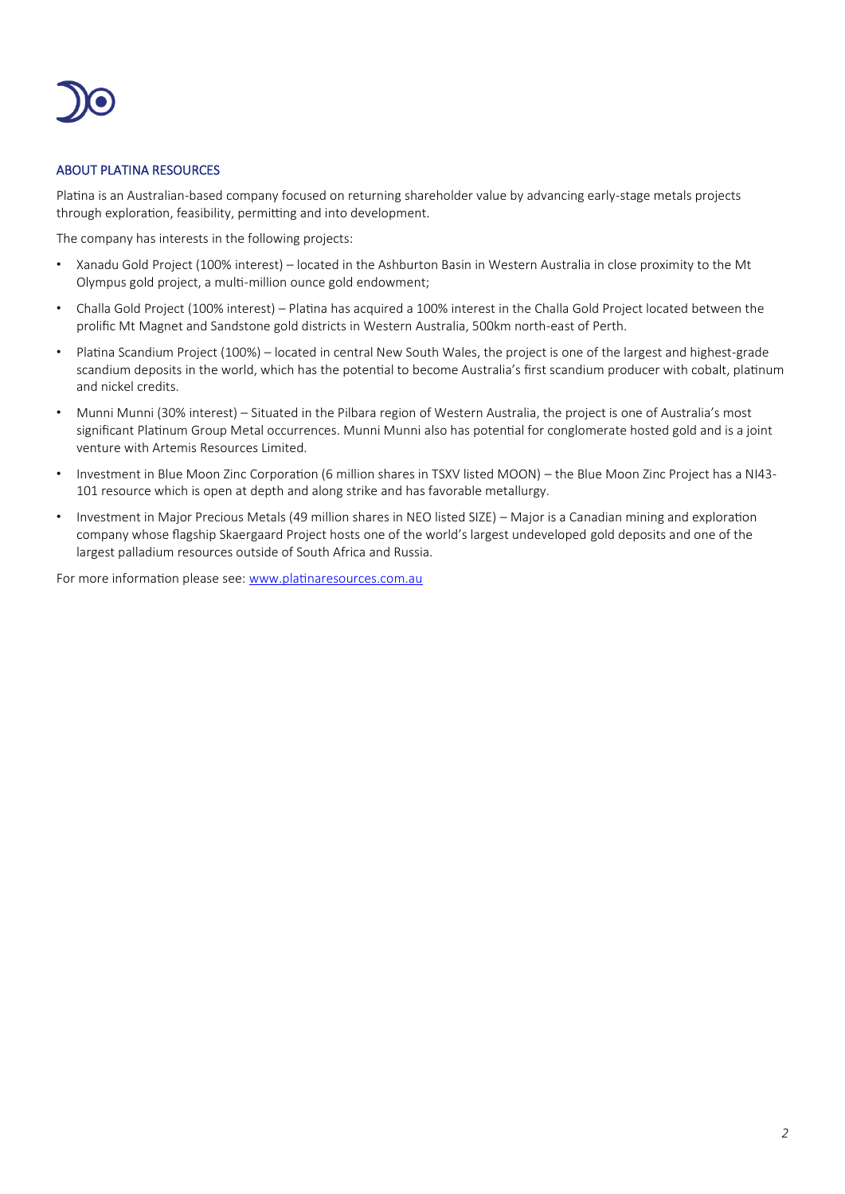## ABOUT PLATINA RESOURCES

Platina is an Australian-based company focused on returning shareholder value by advancing early-stage metals projects through exploration, feasibility, permitting and into development.

The company has interests in the following projects:

- Xanadu Gold Project (100% interest) – located in the Ashburton Basin in Western Australia in close proximity to the Mt Olympus gold project, a multi-million ounce gold endowment;
- Challa Gold Project (100% interest) – Platina has acquired a 100% interest in the Challa Gold Project located between the prolific Mt Magnet and Sandstone gold districts in Western Australia, 500km north-east of Perth.
- Platina Scandium Project (100%) – located in central New South Wales, the project is one of the largest and highest-grade scandium deposits in the world, which has the potential to become Australia's first scandium producer with cobalt, platinum and nickel credits.
- Munni Munni (30% interest) – Situated in the Pilbara region of Western Australia, the project is one of Australia's most significant Platinum Group Metal occurrences. Munni Munni also has potential for conglomerate hosted gold and is a joint venture with Artemis Resources Limited.
- Investment in Blue Moon Zinc Corporation (6 million shares in TSXV listed MOON) – the Blue Moon Zinc Project has a NI43-101 resource which is open at depth and along strike and has favorable metallurgy.
- Investment in Major Precious Metals (49 million shares in NEO listed SIZE) – Major is a Canadian mining and exploration company whose flagship Skaergaard Project hosts one of the world's largest undeveloped gold deposits and one of the largest palladium resources outside of South Africa and Russia.

For more information please see: [www.platinaresources.com.au](http://www.platinaresources.com.au)